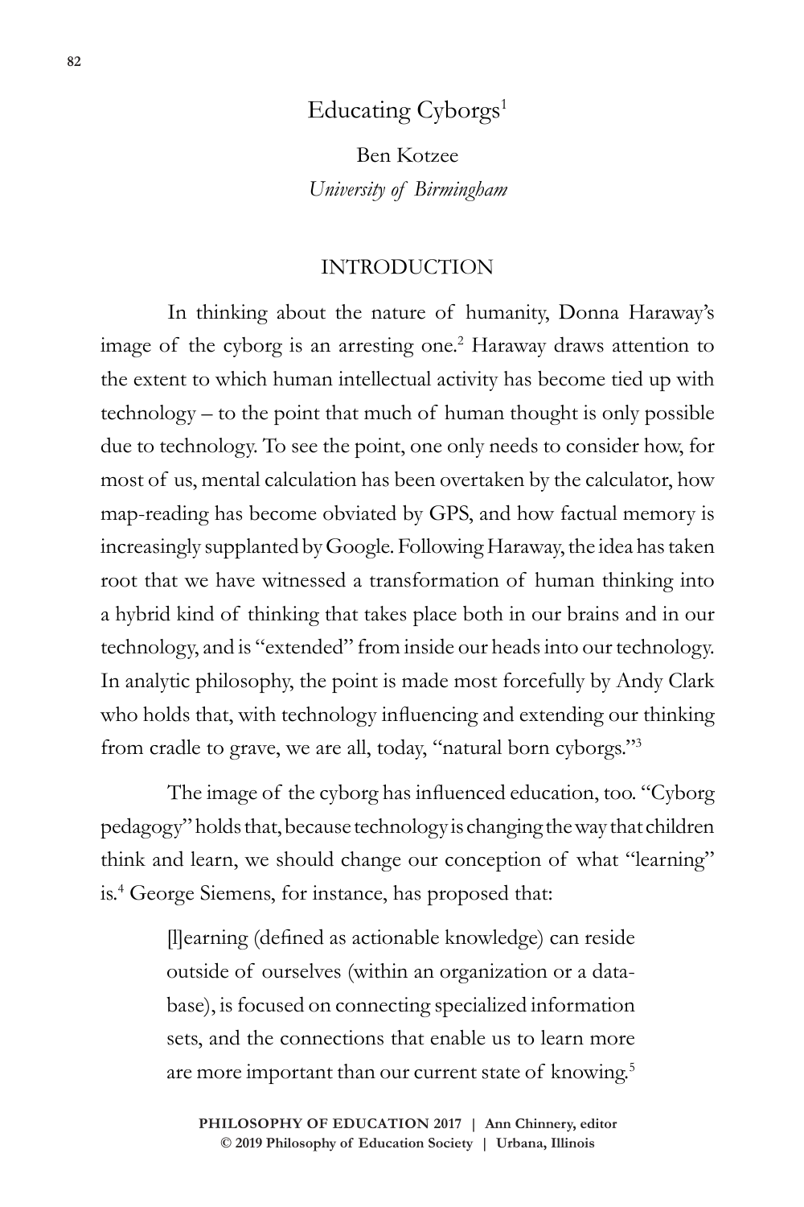# Educating Cyborgs[1]

Ben Kotzee
*University of Birmingham*

## INTRODUCTION

In thinking about the nature of humanity, Donna Haraway's image of the cyborg is an arresting one.[2] Haraway draws attention to the extent to which human intellectual activity has become tied up with technology – to the point that much of human thought is only possible due to technology. To see the point, one only needs to consider how, for most of us, mental calculation has been overtaken by the calculator, how map-reading has become obviated by GPS, and how factual memory is increasingly supplanted by Google. Following Haraway, the idea has taken root that we have witnessed a transformation of human thinking into a hybrid kind of thinking that takes place both in our brains and in our technology, and is "extended" from inside our heads into our technology. In analytic philosophy, the point is made most forcefully by Andy Clark who holds that, with technology influencing and extending our thinking from cradle to grave, we are all, today, "natural born cyborgs."[3]

The image of the cyborg has influenced education, too. "Cyborg pedagogy" holds that, because technology is changing the way that children think and learn, we should change our conception of what "learning" is.[4] George Siemens, for instance, has proposed that:

> [l]earning (defined as actionable knowledge) can reside outside of ourselves (within an organization or a database), is focused on connecting specialized information sets, and the connections that enable us to learn more are more important than our current state of knowing.[5]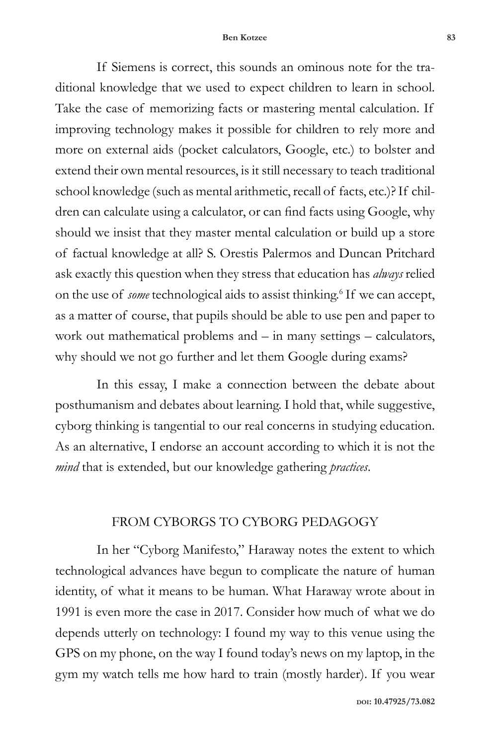If Siemens is correct, this sounds an ominous note for the traditional knowledge that we used to expect children to learn in school. Take the case of memorizing facts or mastering mental calculation. If improving technology makes it possible for children to rely more and more on external aids (pocket calculators, Google, etc.) to bolster and extend their own mental resources, is it still necessary to teach traditional school knowledge (such as mental arithmetic, recall of facts, etc.)? If children can calculate using a calculator, or can find facts using Google, why should we insist that they master mental calculation or build up a store of factual knowledge at all? S. Orestis Palermos and Duncan Pritchard ask exactly this question when they stress that education has *always* relied on the use of *some* technological aids to assist thinking.[6] If we can accept, as a matter of course, that pupils should be able to use pen and paper to work out mathematical problems and – in many settings – calculators, why should we not go further and let them Google during exams?

In this essay, I make a connection between the debate about posthumanism and debates about learning. I hold that, while suggestive, cyborg thinking is tangential to our real concerns in studying education. As an alternative, I endorse an account according to which it is not the *mind* that is extended, but our knowledge gathering *practices*.

## FROM CYBORGS TO CYBORG PEDAGOGY

In her "Cyborg Manifesto," Haraway notes the extent to which technological advances have begun to complicate the nature of human identity, of what it means to be human. What Haraway wrote about in 1991 is even more the case in 2017. Consider how much of what we do depends utterly on technology: I found my way to this venue using the GPS on my phone, on the way I found today's news on my laptop, in the gym my watch tells me how hard to train (mostly harder). If you wear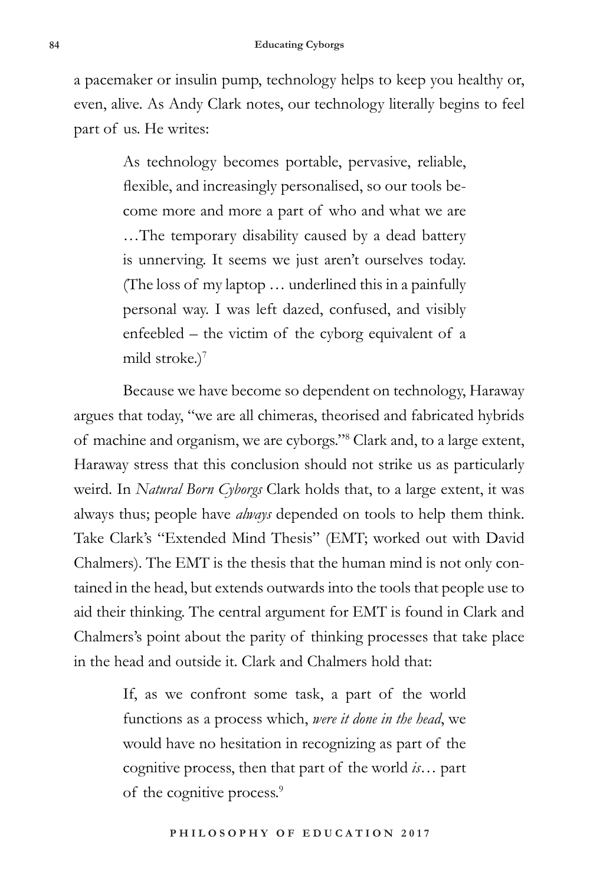a pacemaker or insulin pump, technology helps to keep you healthy or, even, alive. As Andy Clark notes, our technology literally begins to feel part of us. He writes:

> As technology becomes portable, pervasive, reliable, flexible, and increasingly personalised, so our tools become more and more a part of who and what we are …The temporary disability caused by a dead battery is unnerving. It seems we just aren't ourselves today. (The loss of my laptop … underlined this in a painfully personal way. I was left dazed, confused, and visibly enfeebled – the victim of the cyborg equivalent of a mild stroke.)[7]

Because we have become so dependent on technology, Haraway argues that today, "we are all chimeras, theorised and fabricated hybrids of machine and organism, we are cyborgs."[8] Clark and, to a large extent, Haraway stress that this conclusion should not strike us as particularly weird. In *Natural Born Cyborgs* Clark holds that, to a large extent, it was always thus; people have *always* depended on tools to help them think. Take Clark's "Extended Mind Thesis" (EMT; worked out with David Chalmers). The EMT is the thesis that the human mind is not only contained in the head, but extends outwards into the tools that people use to aid their thinking. The central argument for EMT is found in Clark and Chalmers's point about the parity of thinking processes that take place in the head and outside it. Clark and Chalmers hold that:

> If, as we confront some task, a part of the world functions as a process which, *were it done in the head*, we would have no hesitation in recognizing as part of the cognitive process, then that part of the world *is*… part of the cognitive process.[9]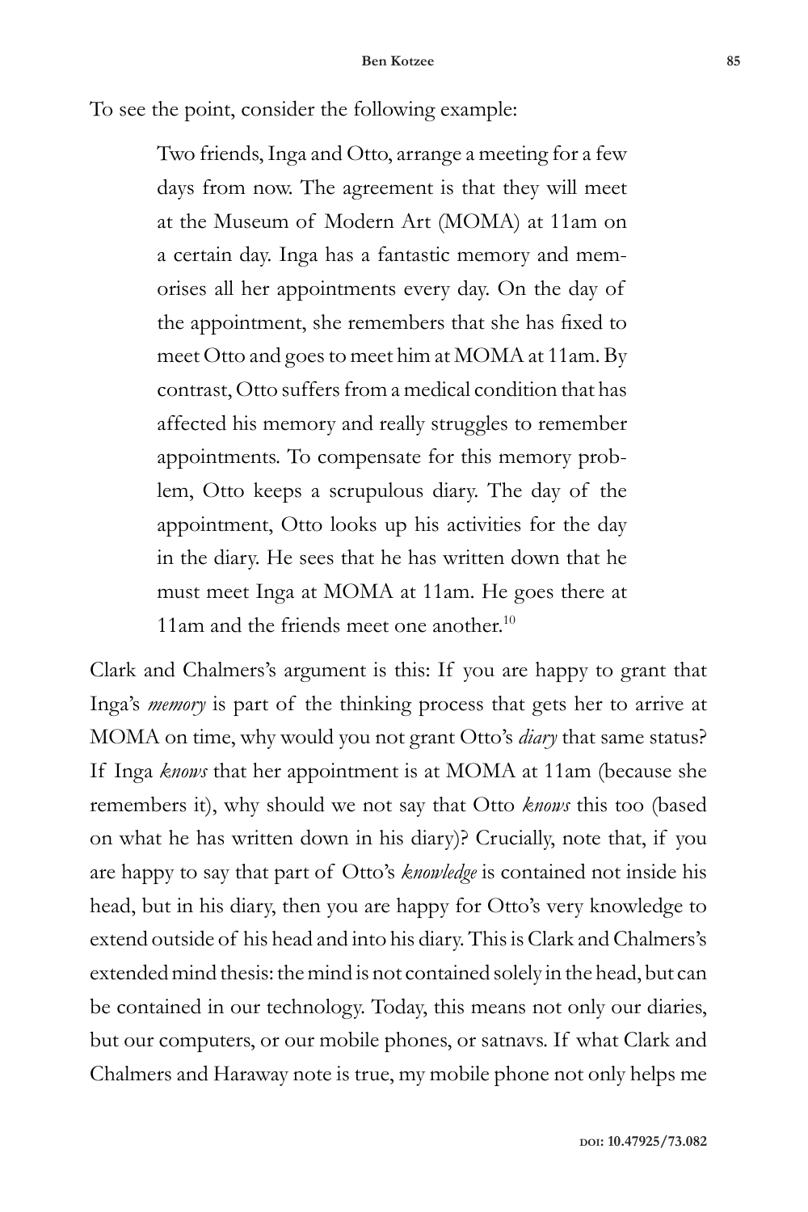To see the point, consider the following example:

> Two friends, Inga and Otto, arrange a meeting for a few days from now. The agreement is that they will meet at the Museum of Modern Art (MOMA) at 11am on a certain day. Inga has a fantastic memory and memorises all her appointments every day. On the day of the appointment, she remembers that she has fixed to meet Otto and goes to meet him at MOMA at 11am. By contrast, Otto suffers from a medical condition that has affected his memory and really struggles to remember appointments. To compensate for this memory problem, Otto keeps a scrupulous diary. The day of the appointment, Otto looks up his activities for the day in the diary. He sees that he has written down that he must meet Inga at MOMA at 11am. He goes there at 11am and the friends meet one another.[10]

Clark and Chalmers's argument is this: If you are happy to grant that Inga's *memory* is part of the thinking process that gets her to arrive at MOMA on time, why would you not grant Otto's *diary* that same status? If Inga *knows* that her appointment is at MOMA at 11am (because she remembers it), why should we not say that Otto *knows* this too (based on what he has written down in his diary)? Crucially, note that, if you are happy to say that part of Otto's *knowledge* is contained not inside his head, but in his diary, then you are happy for Otto's very knowledge to extend outside of his head and into his diary. This is Clark and Chalmers's extended mind thesis: the mind is not contained solely in the head, but can be contained in our technology. Today, this means not only our diaries, but our computers, or our mobile phones, or satnavs. If what Clark and Chalmers and Haraway note is true, my mobile phone not only helps me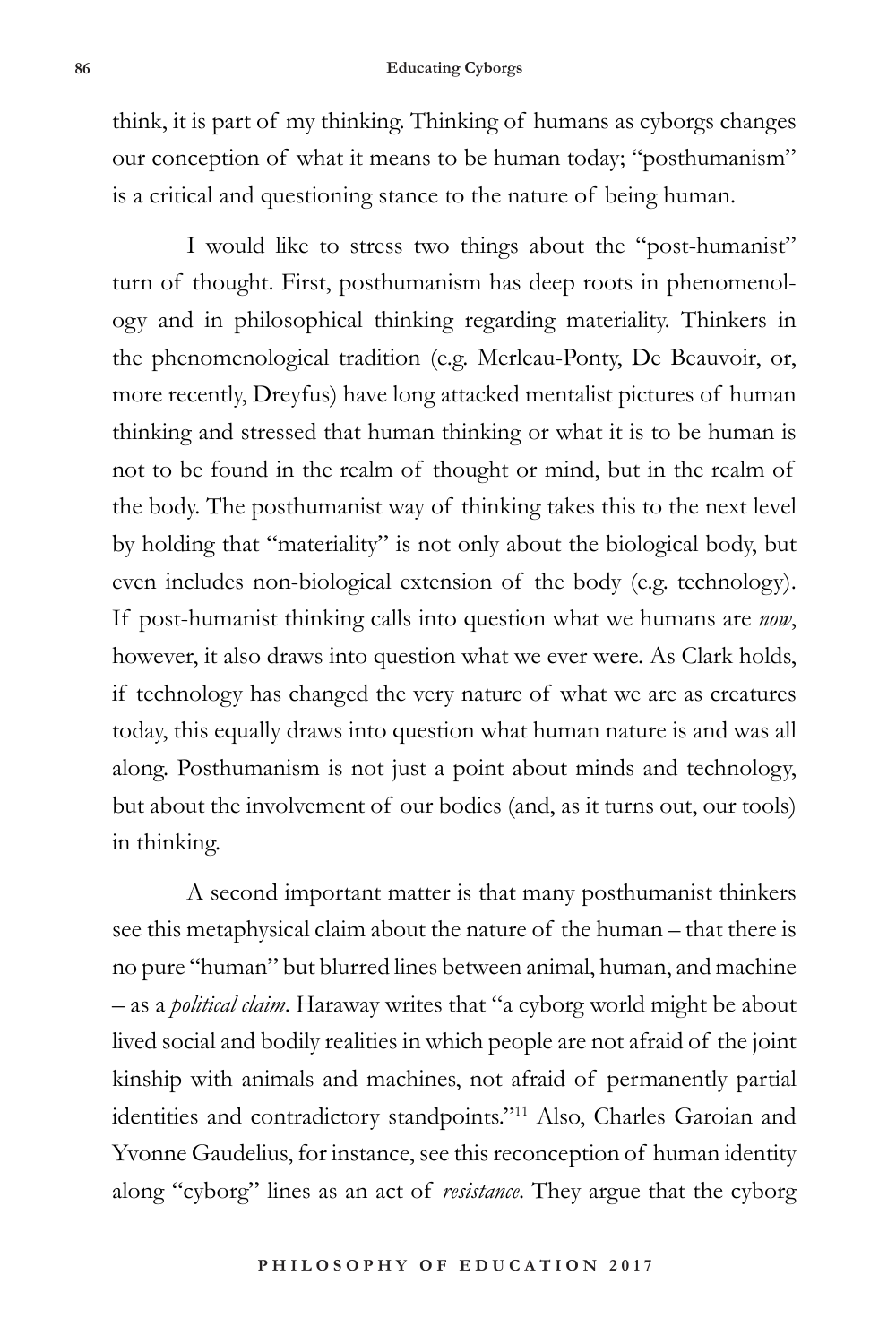think, it is part of my thinking. Thinking of humans as cyborgs changes our conception of what it means to be human today; "posthumanism" is a critical and questioning stance to the nature of being human.

I would like to stress two things about the "post-humanist" turn of thought. First, posthumanism has deep roots in phenomenology and in philosophical thinking regarding materiality. Thinkers in the phenomenological tradition (e.g. Merleau-Ponty, De Beauvoir, or, more recently, Dreyfus) have long attacked mentalist pictures of human thinking and stressed that human thinking or what it is to be human is not to be found in the realm of thought or mind, but in the realm of the body. The posthumanist way of thinking takes this to the next level by holding that "materiality" is not only about the biological body, but even includes non-biological extension of the body (e.g. technology). If post-humanist thinking calls into question what we humans are *now*, however, it also draws into question what we ever were. As Clark holds, if technology has changed the very nature of what we are as creatures today, this equally draws into question what human nature is and was all along. Posthumanism is not just a point about minds and technology, but about the involvement of our bodies (and, as it turns out, our tools) in thinking.

A second important matter is that many posthumanist thinkers see this metaphysical claim about the nature of the human – that there is no pure "human" but blurred lines between animal, human, and machine – as a *political claim*. Haraway writes that "a cyborg world might be about lived social and bodily realities in which people are not afraid of the joint kinship with animals and machines, not afraid of permanently partial identities and contradictory standpoints."[11] Also, Charles Garoian and Yvonne Gaudelius, for instance, see this reconception of human identity along "cyborg" lines as an act of *resistance*. They argue that the cyborg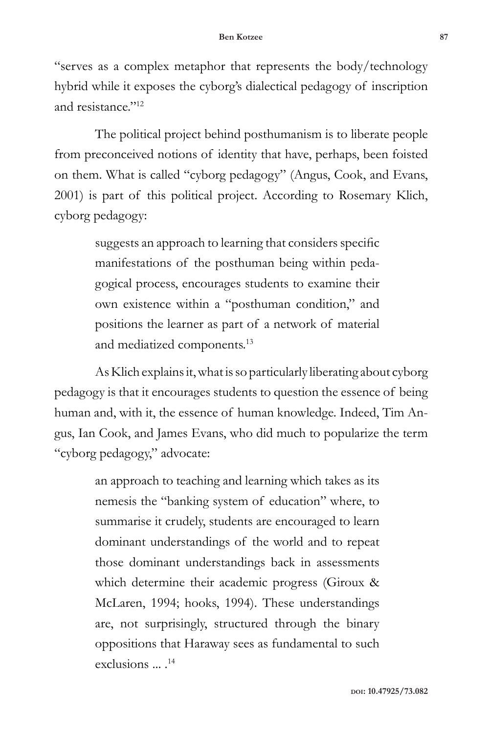"serves as a complex metaphor that represents the body/technology hybrid while it exposes the cyborg's dialectical pedagogy of inscription and resistance."[12]

The political project behind posthumanism is to liberate people from preconceived notions of identity that have, perhaps, been foisted on them. What is called "cyborg pedagogy" (Angus, Cook, and Evans, 2001) is part of this political project. According to Rosemary Klich, cyborg pedagogy:

> suggests an approach to learning that considers specific manifestations of the posthuman being within pedagogical process, encourages students to examine their own existence within a "posthuman condition," and positions the learner as part of a network of material and mediatized components.[13]

As Klich explains it, what is so particularly liberating about cyborg pedagogy is that it encourages students to question the essence of being human and, with it, the essence of human knowledge. Indeed, Tim Angus, Ian Cook, and James Evans, who did much to popularize the term "cyborg pedagogy," advocate:

> an approach to teaching and learning which takes as its nemesis the "banking system of education" where, to summarise it crudely, students are encouraged to learn dominant understandings of the world and to repeat those dominant understandings back in assessments which determine their academic progress (Giroux & McLaren, 1994; hooks, 1994). These understandings are, not surprisingly, structured through the binary oppositions that Haraway sees as fundamental to such exclusions ... .[14]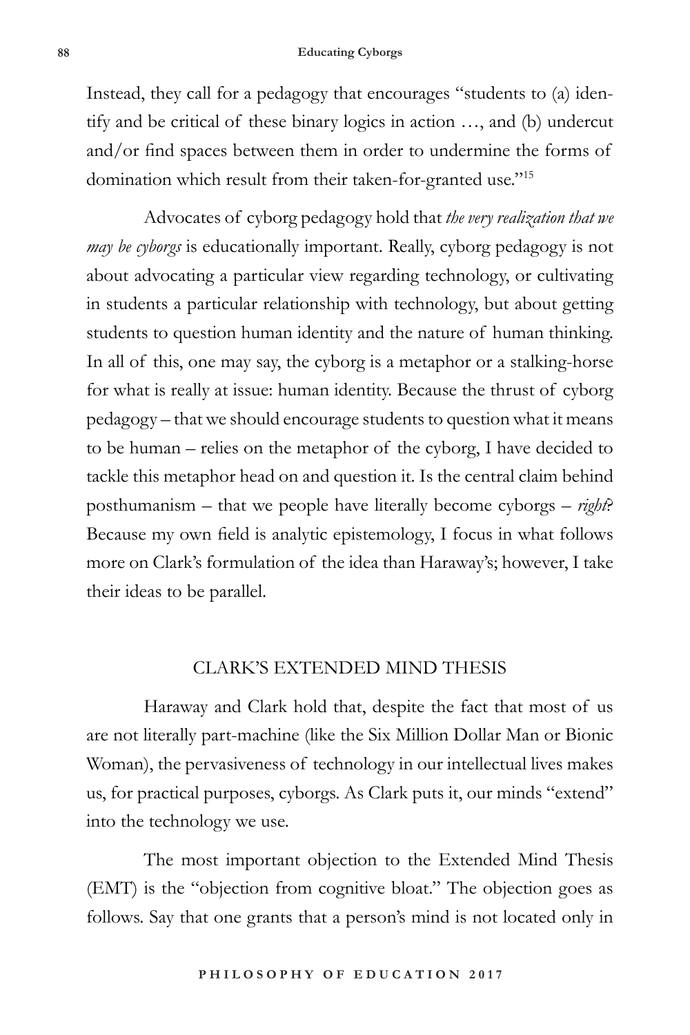Instead, they call for a pedagogy that encourages "students to (a) identify and be critical of these binary logics in action …, and (b) undercut and/or find spaces between them in order to undermine the forms of domination which result from their taken-for-granted use."[15]

Advocates of cyborg pedagogy hold that *the very realization that we may be cyborgs* is educationally important. Really, cyborg pedagogy is not about advocating a particular view regarding technology, or cultivating in students a particular relationship with technology, but about getting students to question human identity and the nature of human thinking. In all of this, one may say, the cyborg is a metaphor or a stalking-horse for what is really at issue: human identity. Because the thrust of cyborg pedagogy – that we should encourage students to question what it means to be human – relies on the metaphor of the cyborg, I have decided to tackle this metaphor head on and question it. Is the central claim behind posthumanism – that we people have literally become cyborgs – *right*? Because my own field is analytic epistemology, I focus in what follows more on Clark's formulation of the idea than Haraway's; however, I take their ideas to be parallel.

## CLARK'S EXTENDED MIND THESIS

Haraway and Clark hold that, despite the fact that most of us are not literally part-machine (like the Six Million Dollar Man or Bionic Woman), the pervasiveness of technology in our intellectual lives makes us, for practical purposes, cyborgs. As Clark puts it, our minds "extend" into the technology we use.

The most important objection to the Extended Mind Thesis (EMT) is the "objection from cognitive bloat." The objection goes as follows. Say that one grants that a person's mind is not located only in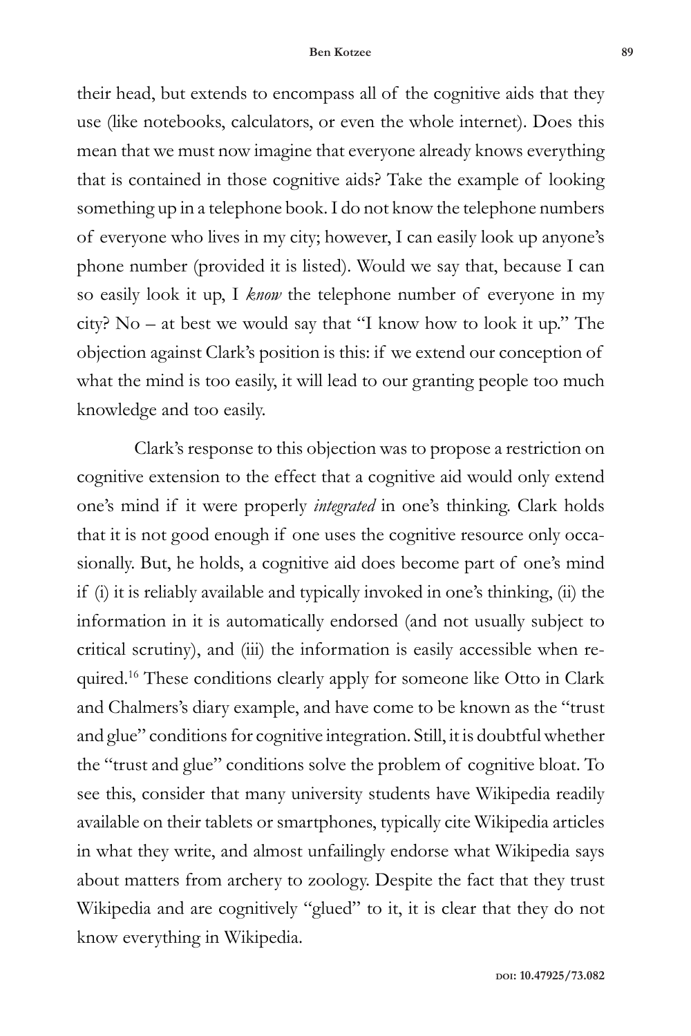their head, but extends to encompass all of the cognitive aids that they use (like notebooks, calculators, or even the whole internet). Does this mean that we must now imagine that everyone already knows everything that is contained in those cognitive aids? Take the example of looking something up in a telephone book. I do not know the telephone numbers of everyone who lives in my city; however, I can easily look up anyone's phone number (provided it is listed). Would we say that, because I can so easily look it up, I *know* the telephone number of everyone in my city? No – at best we would say that "I know how to look it up." The objection against Clark's position is this: if we extend our conception of what the mind is too easily, it will lead to our granting people too much knowledge and too easily.

Clark's response to this objection was to propose a restriction on cognitive extension to the effect that a cognitive aid would only extend one's mind if it were properly *integrated* in one's thinking. Clark holds that it is not good enough if one uses the cognitive resource only occasionally. But, he holds, a cognitive aid does become part of one's mind if (i) it is reliably available and typically invoked in one's thinking, (ii) the information in it is automatically endorsed (and not usually subject to critical scrutiny), and (iii) the information is easily accessible when required.[16] These conditions clearly apply for someone like Otto in Clark and Chalmers's diary example, and have come to be known as the "trust and glue" conditions for cognitive integration. Still, it is doubtful whether the "trust and glue" conditions solve the problem of cognitive bloat. To see this, consider that many university students have Wikipedia readily available on their tablets or smartphones, typically cite Wikipedia articles in what they write, and almost unfailingly endorse what Wikipedia says about matters from archery to zoology. Despite the fact that they trust Wikipedia and are cognitively "glued" to it, it is clear that they do not know everything in Wikipedia.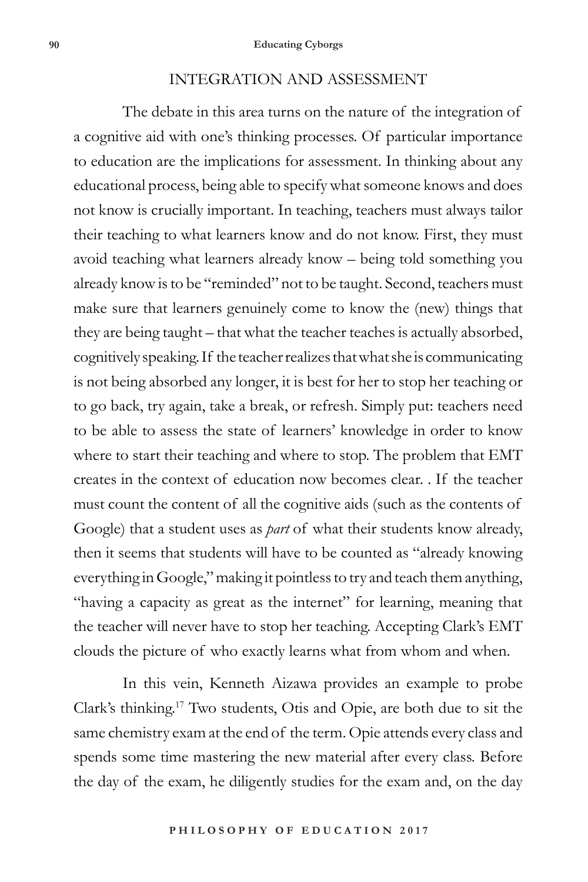## INTEGRATION AND ASSESSMENT

The debate in this area turns on the nature of the integration of a cognitive aid with one's thinking processes. Of particular importance to education are the implications for assessment. In thinking about any educational process, being able to specify what someone knows and does not know is crucially important. In teaching, teachers must always tailor their teaching to what learners know and do not know. First, they must avoid teaching what learners already know – being told something you already know is to be "reminded" not to be taught. Second, teachers must make sure that learners genuinely come to know the (new) things that they are being taught – that what the teacher teaches is actually absorbed, cognitively speaking. If the teacher realizes that what she is communicating is not being absorbed any longer, it is best for her to stop her teaching or to go back, try again, take a break, or refresh. Simply put: teachers need to be able to assess the state of learners' knowledge in order to know where to start their teaching and where to stop. The problem that EMT creates in the context of education now becomes clear. . If the teacher must count the content of all the cognitive aids (such as the contents of Google) that a student uses as *part* of what their students know already, then it seems that students will have to be counted as "already knowing everything in Google," making it pointless to try and teach them anything, "having a capacity as great as the internet" for learning, meaning that the teacher will never have to stop her teaching. Accepting Clark's EMT clouds the picture of who exactly learns what from whom and when.

In this vein, Kenneth Aizawa provides an example to probe Clark's thinking.[17] Two students, Otis and Opie, are both due to sit the same chemistry exam at the end of the term. Opie attends every class and spends some time mastering the new material after every class. Before the day of the exam, he diligently studies for the exam and, on the day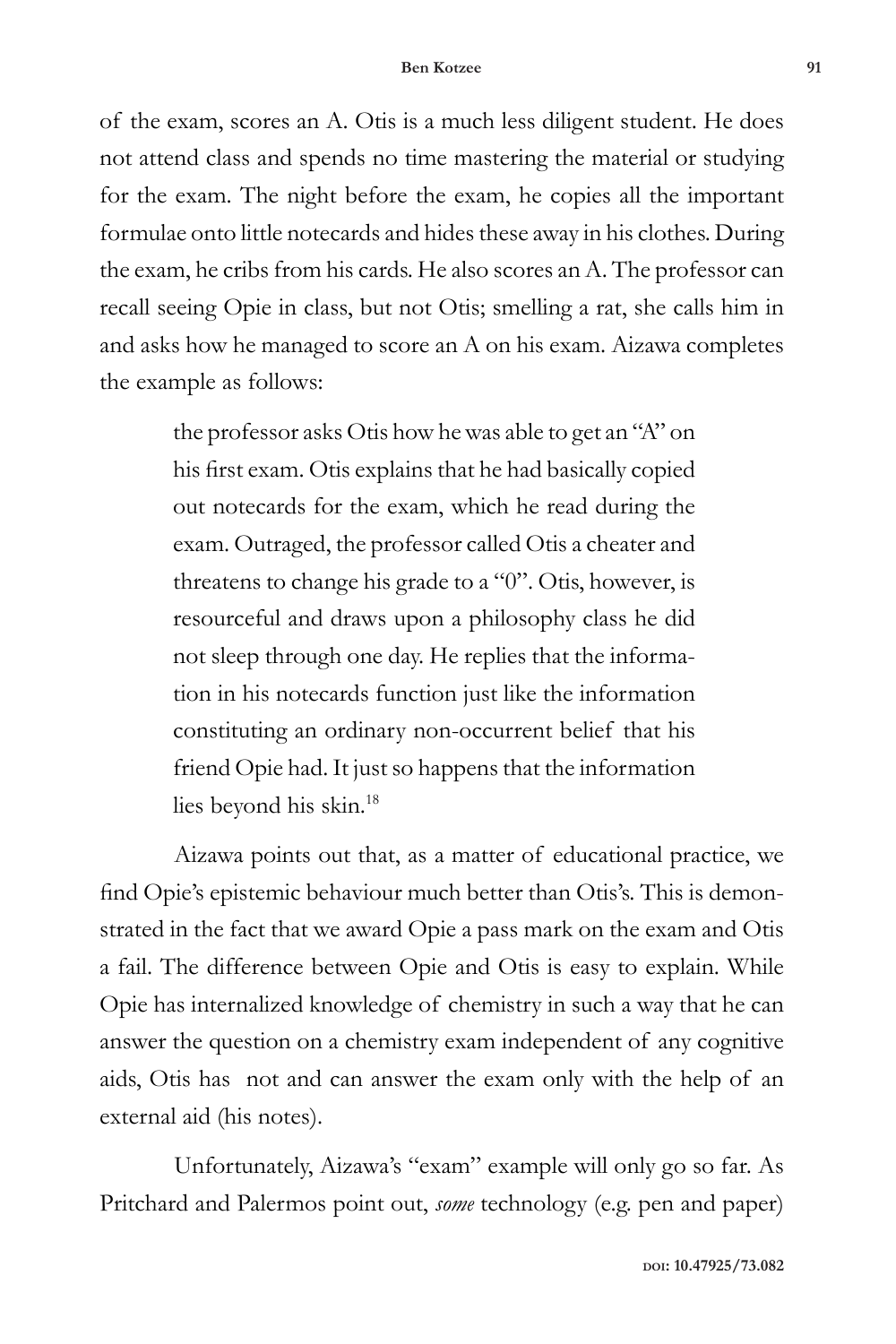of the exam, scores an A. Otis is a much less diligent student. He does not attend class and spends no time mastering the material or studying for the exam. The night before the exam, he copies all the important formulae onto little notecards and hides these away in his clothes. During the exam, he cribs from his cards. He also scores an A. The professor can recall seeing Opie in class, but not Otis; smelling a rat, she calls him in and asks how he managed to score an A on his exam. Aizawa completes the example as follows:

> the professor asks Otis how he was able to get an "A" on his first exam. Otis explains that he had basically copied out notecards for the exam, which he read during the exam. Outraged, the professor called Otis a cheater and threatens to change his grade to a "0". Otis, however, is resourceful and draws upon a philosophy class he did not sleep through one day. He replies that the information in his notecards function just like the information constituting an ordinary non-occurrent belief that his friend Opie had. It just so happens that the information lies beyond his skin.[18]

Aizawa points out that, as a matter of educational practice, we find Opie's epistemic behaviour much better than Otis's. This is demonstrated in the fact that we award Opie a pass mark on the exam and Otis a fail. The difference between Opie and Otis is easy to explain. While Opie has internalized knowledge of chemistry in such a way that he can answer the question on a chemistry exam independent of any cognitive aids, Otis has not and can answer the exam only with the help of an external aid (his notes).

Unfortunately, Aizawa's "exam" example will only go so far. As Pritchard and Palermos point out, *some* technology (e.g. pen and paper)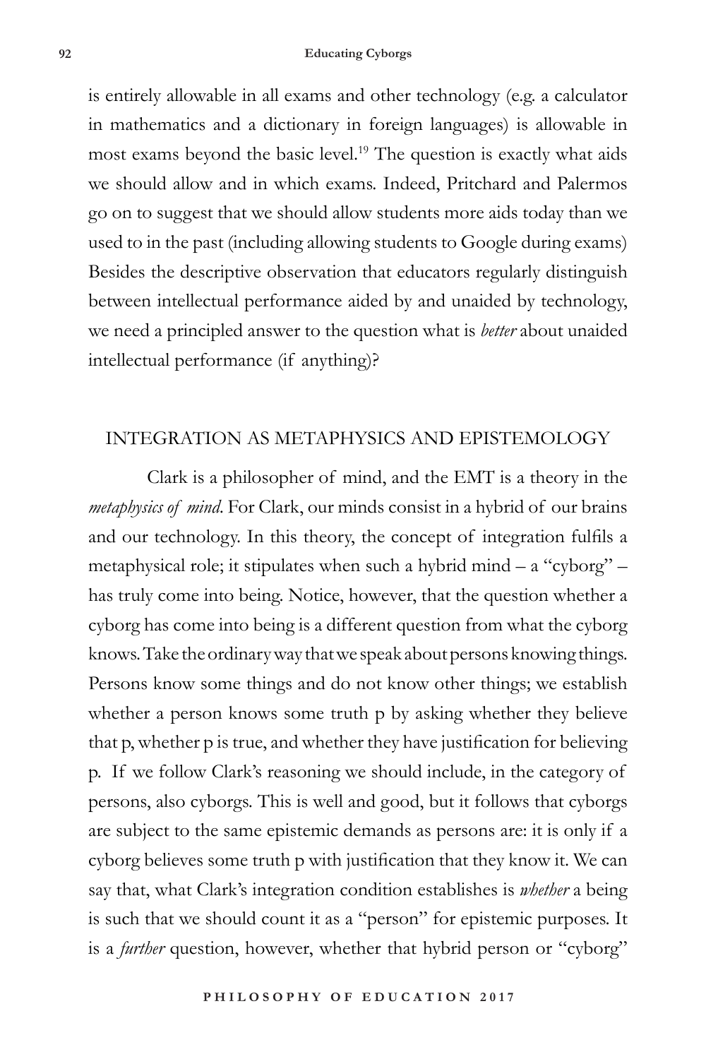is entirely allowable in all exams and other technology (e.g. a calculator in mathematics and a dictionary in foreign languages) is allowable in most exams beyond the basic level.[19] The question is exactly what aids we should allow and in which exams. Indeed, Pritchard and Palermos go on to suggest that we should allow students more aids today than we used to in the past (including allowing students to Google during exams) Besides the descriptive observation that educators regularly distinguish between intellectual performance aided by and unaided by technology, we need a principled answer to the question what is *better* about unaided intellectual performance (if anything)?

## INTEGRATION AS METAPHYSICS AND EPISTEMOLOGY

Clark is a philosopher of mind, and the EMT is a theory in the *metaphysics of mind*. For Clark, our minds consist in a hybrid of our brains and our technology. In this theory, the concept of integration fulfils a metaphysical role; it stipulates when such a hybrid mind – a "cyborg" – has truly come into being. Notice, however, that the question whether a cyborg has come into being is a different question from what the cyborg knows. Take the ordinary way that we speak about persons knowing things. Persons know some things and do not know other things; we establish whether a person knows some truth p by asking whether they believe that p, whether p is true, and whether they have justification for believing p. If we follow Clark's reasoning we should include, in the category of persons, also cyborgs. This is well and good, but it follows that cyborgs are subject to the same epistemic demands as persons are: it is only if a cyborg believes some truth p with justification that they know it. We can say that, what Clark's integration condition establishes is *whether* a being is such that we should count it as a "person" for epistemic purposes. It is a *further* question, however, whether that hybrid person or "cyborg"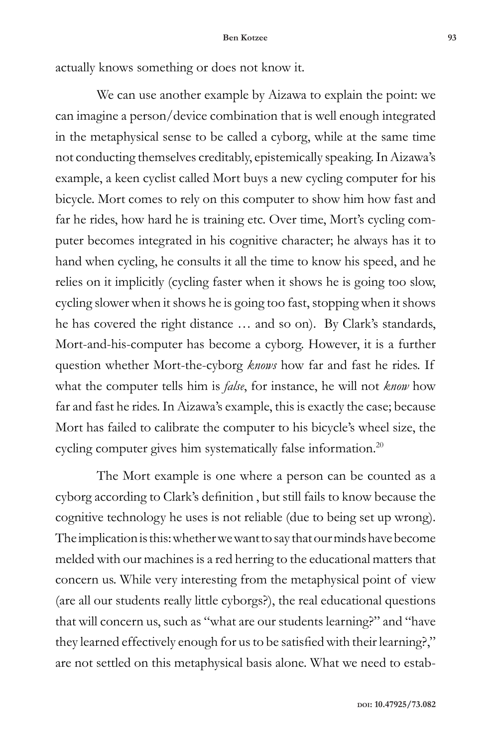actually knows something or does not know it.

We can use another example by Aizawa to explain the point: we can imagine a person/device combination that is well enough integrated in the metaphysical sense to be called a cyborg, while at the same time not conducting themselves creditably, epistemically speaking. In Aizawa's example, a keen cyclist called Mort buys a new cycling computer for his bicycle. Mort comes to rely on this computer to show him how fast and far he rides, how hard he is training etc. Over time, Mort's cycling computer becomes integrated in his cognitive character; he always has it to hand when cycling, he consults it all the time to know his speed, and he relies on it implicitly (cycling faster when it shows he is going too slow, cycling slower when it shows he is going too fast, stopping when it shows he has covered the right distance … and so on). By Clark's standards, Mort-and-his-computer has become a cyborg. However, it is a further question whether Mort-the-cyborg *knows* how far and fast he rides. If what the computer tells him is *false*, for instance, he will not *know* how far and fast he rides. In Aizawa's example, this is exactly the case; because Mort has failed to calibrate the computer to his bicycle's wheel size, the cycling computer gives him systematically false information.[20]

The Mort example is one where a person can be counted as a cyborg according to Clark's definition , but still fails to know because the cognitive technology he uses is not reliable (due to being set up wrong). The implication is this: whether we want to say that our minds have become melded with our machines is a red herring to the educational matters that concern us. While very interesting from the metaphysical point of view (are all our students really little cyborgs?), the real educational questions that will concern us, such as "what are our students learning?" and "have they learned effectively enough for us to be satisfied with their learning?," are not settled on this metaphysical basis alone. What we need to estab-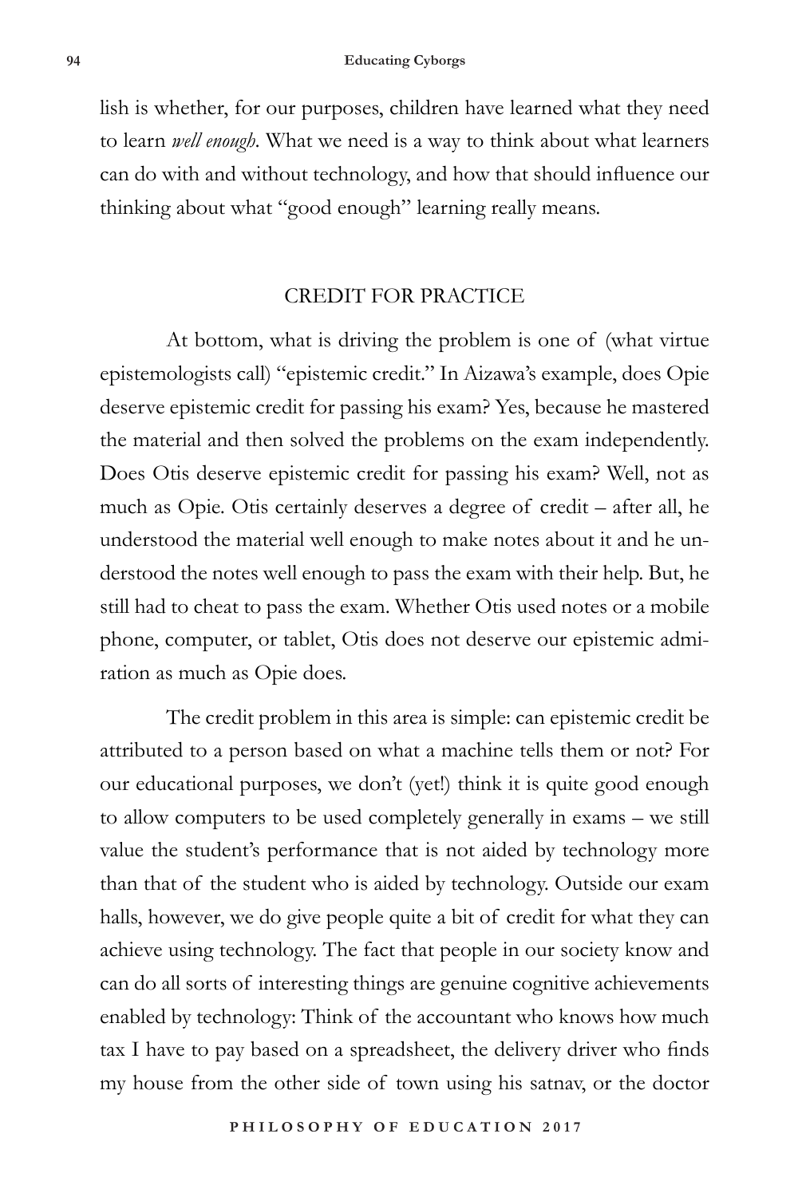lish is whether, for our purposes, children have learned what they need to learn *well enough*. What we need is a way to think about what learners can do with and without technology, and how that should influence our thinking about what "good enough" learning really means.

## CREDIT FOR PRACTICE

At bottom, what is driving the problem is one of (what virtue epistemologists call) "epistemic credit." In Aizawa's example, does Opie deserve epistemic credit for passing his exam? Yes, because he mastered the material and then solved the problems on the exam independently. Does Otis deserve epistemic credit for passing his exam? Well, not as much as Opie. Otis certainly deserves a degree of credit – after all, he understood the material well enough to make notes about it and he understood the notes well enough to pass the exam with their help. But, he still had to cheat to pass the exam. Whether Otis used notes or a mobile phone, computer, or tablet, Otis does not deserve our epistemic admiration as much as Opie does.

The credit problem in this area is simple: can epistemic credit be attributed to a person based on what a machine tells them or not? For our educational purposes, we don't (yet!) think it is quite good enough to allow computers to be used completely generally in exams – we still value the student's performance that is not aided by technology more than that of the student who is aided by technology. Outside our exam halls, however, we do give people quite a bit of credit for what they can achieve using technology. The fact that people in our society know and can do all sorts of interesting things are genuine cognitive achievements enabled by technology: Think of the accountant who knows how much tax I have to pay based on a spreadsheet, the delivery driver who finds my house from the other side of town using his satnav, or the doctor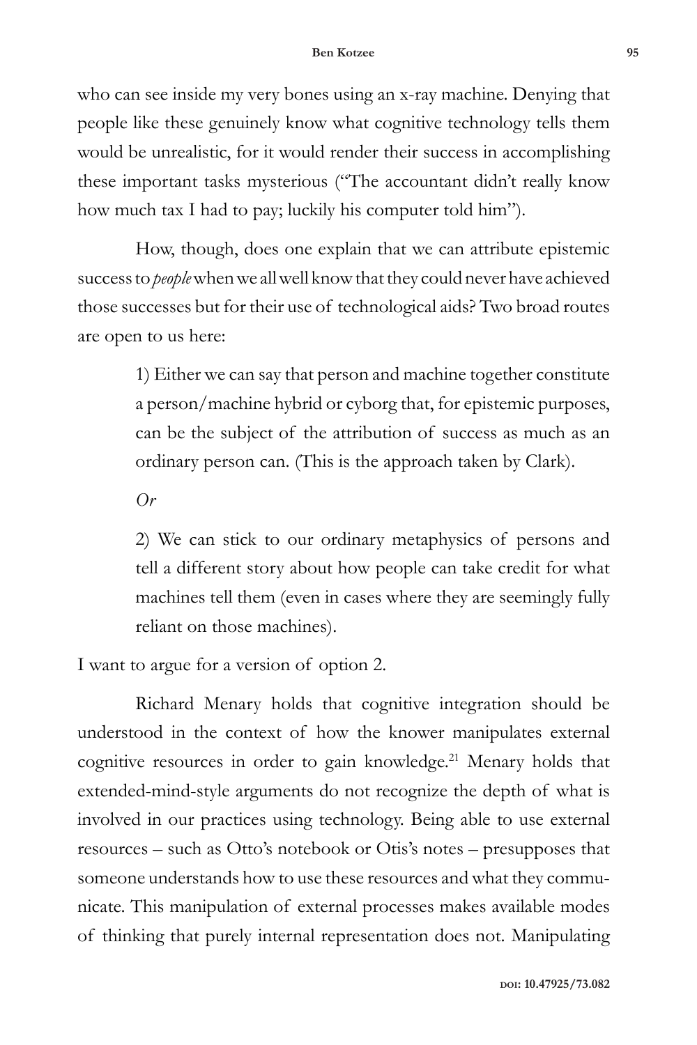who can see inside my very bones using an x-ray machine. Denying that people like these genuinely know what cognitive technology tells them would be unrealistic, for it would render their success in accomplishing these important tasks mysterious ("The accountant didn't really know how much tax I had to pay; luckily his computer told him").

How, though, does one explain that we can attribute epistemic success to *people* when we all well know that they could never have achieved those successes but for their use of technological aids? Two broad routes are open to us here:

> 1) Either we can say that person and machine together constitute a person/machine hybrid or cyborg that, for epistemic purposes, can be the subject of the attribution of success as much as an ordinary person can. (This is the approach taken by Clark).
>
> *Or*
>
> 2) We can stick to our ordinary metaphysics of persons and tell a different story about how people can take credit for what machines tell them (even in cases where they are seemingly fully reliant on those machines).

I want to argue for a version of option 2.

Richard Menary holds that cognitive integration should be understood in the context of how the knower manipulates external cognitive resources in order to gain knowledge.[21] Menary holds that extended-mind-style arguments do not recognize the depth of what is involved in our practices using technology. Being able to use external resources – such as Otto's notebook or Otis's notes – presupposes that someone understands how to use these resources and what they communicate. This manipulation of external processes makes available modes of thinking that purely internal representation does not. Manipulating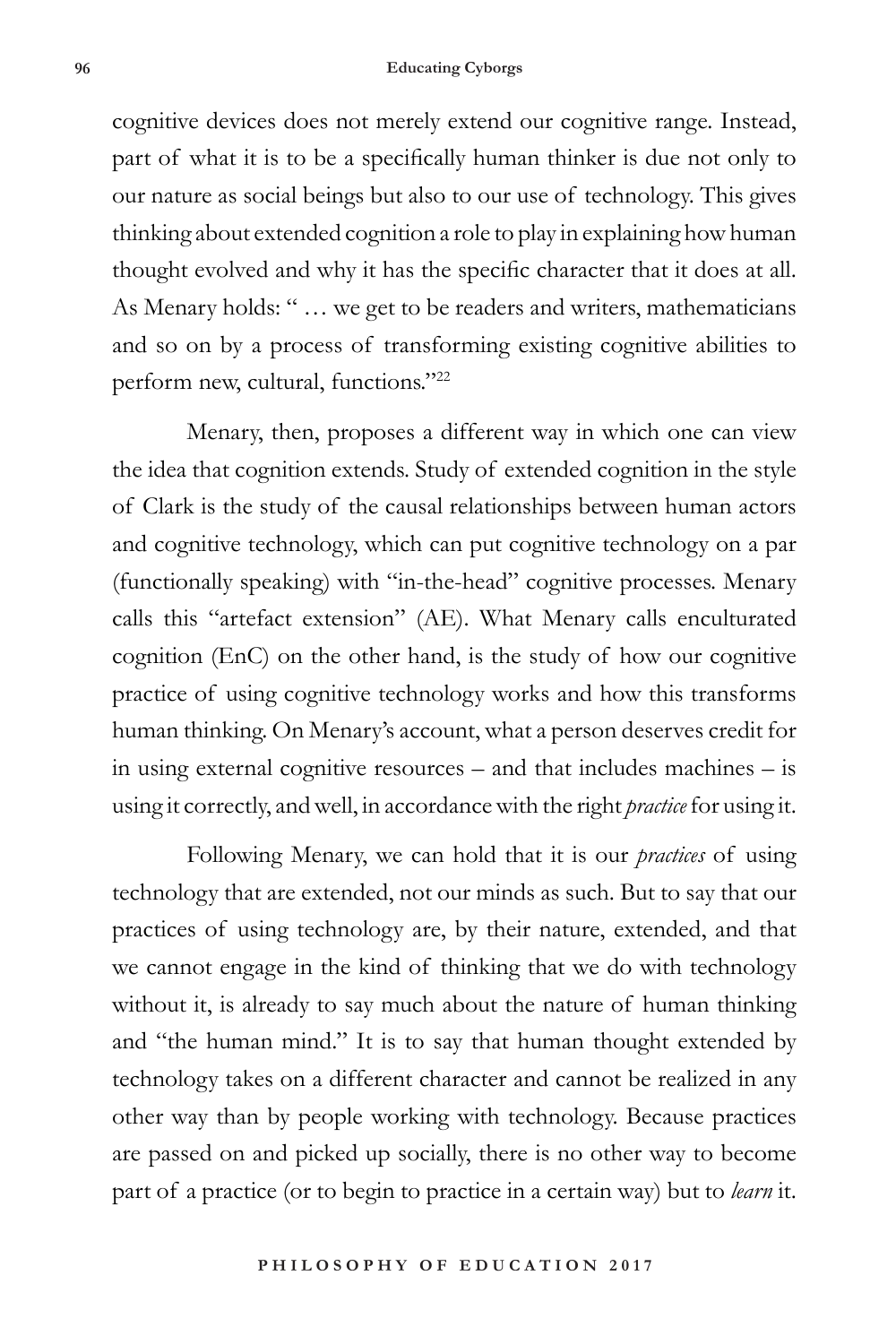cognitive devices does not merely extend our cognitive range. Instead, part of what it is to be a specifically human thinker is due not only to our nature as social beings but also to our use of technology. This gives thinking about extended cognition a role to play in explaining how human thought evolved and why it has the specific character that it does at all. As Menary holds: " … we get to be readers and writers, mathematicians and so on by a process of transforming existing cognitive abilities to perform new, cultural, functions."[22]

Menary, then, proposes a different way in which one can view the idea that cognition extends. Study of extended cognition in the style of Clark is the study of the causal relationships between human actors and cognitive technology, which can put cognitive technology on a par (functionally speaking) with "in-the-head" cognitive processes. Menary calls this "artefact extension" (AE). What Menary calls enculturated cognition (EnC) on the other hand, is the study of how our cognitive practice of using cognitive technology works and how this transforms human thinking. On Menary's account, what a person deserves credit for in using external cognitive resources – and that includes machines – is using it correctly, and well, in accordance with the right *practice* for using it.

Following Menary, we can hold that it is our *practices* of using technology that are extended, not our minds as such. But to say that our practices of using technology are, by their nature, extended, and that we cannot engage in the kind of thinking that we do with technology without it, is already to say much about the nature of human thinking and "the human mind." It is to say that human thought extended by technology takes on a different character and cannot be realized in any other way than by people working with technology. Because practices are passed on and picked up socially, there is no other way to become part of a practice (or to begin to practice in a certain way) but to *learn* it.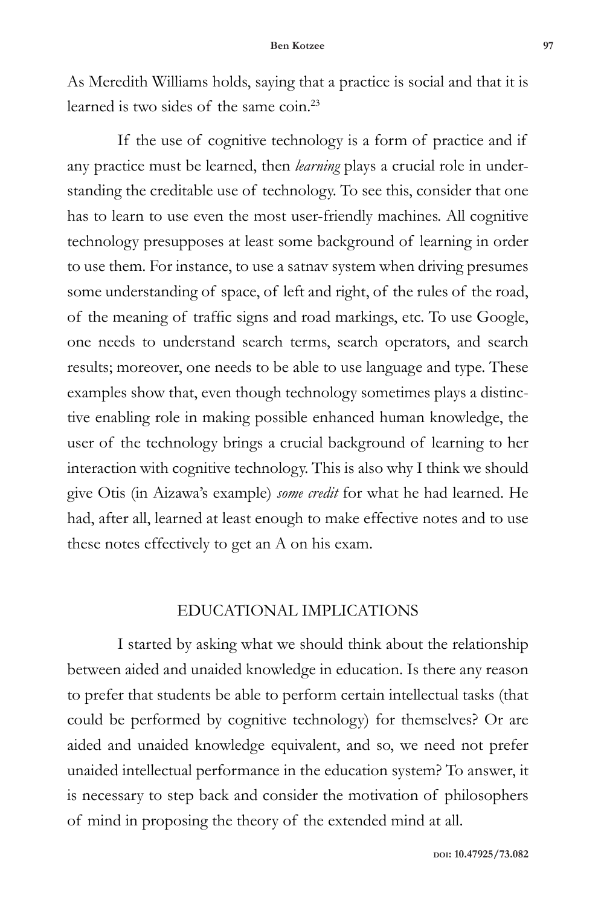As Meredith Williams holds, saying that a practice is social and that it is learned is two sides of the same coin.[23]

If the use of cognitive technology is a form of practice and if any practice must be learned, then *learning* plays a crucial role in understanding the creditable use of technology. To see this, consider that one has to learn to use even the most user-friendly machines. All cognitive technology presupposes at least some background of learning in order to use them. For instance, to use a satnav system when driving presumes some understanding of space, of left and right, of the rules of the road, of the meaning of traffic signs and road markings, etc. To use Google, one needs to understand search terms, search operators, and search results; moreover, one needs to be able to use language and type. These examples show that, even though technology sometimes plays a distinctive enabling role in making possible enhanced human knowledge, the user of the technology brings a crucial background of learning to her interaction with cognitive technology. This is also why I think we should give Otis (in Aizawa's example) *some credit* for what he had learned. He had, after all, learned at least enough to make effective notes and to use these notes effectively to get an A on his exam.

## EDUCATIONAL IMPLICATIONS

I started by asking what we should think about the relationship between aided and unaided knowledge in education. Is there any reason to prefer that students be able to perform certain intellectual tasks (that could be performed by cognitive technology) for themselves? Or are aided and unaided knowledge equivalent, and so, we need not prefer unaided intellectual performance in the education system? To answer, it is necessary to step back and consider the motivation of philosophers of mind in proposing the theory of the extended mind at all.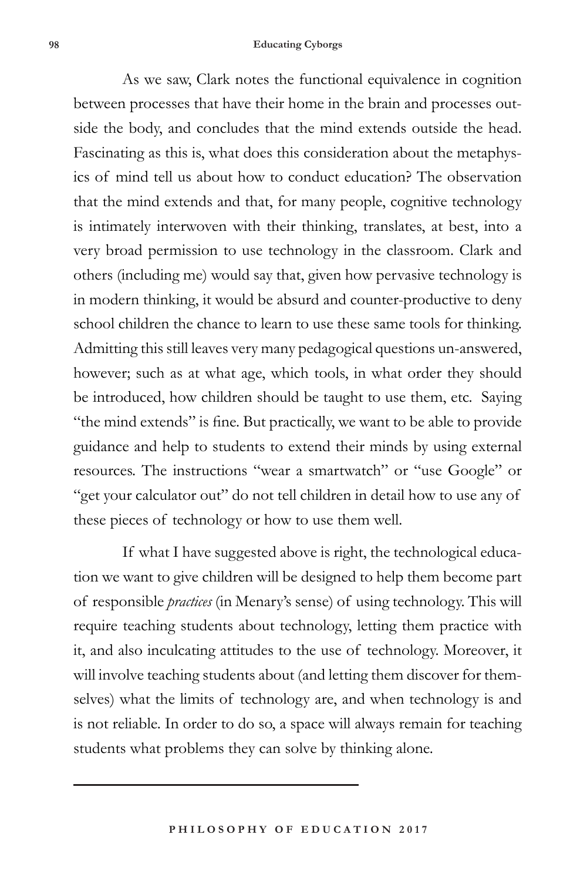As we saw, Clark notes the functional equivalence in cognition between processes that have their home in the brain and processes outside the body, and concludes that the mind extends outside the head. Fascinating as this is, what does this consideration about the metaphysics of mind tell us about how to conduct education? The observation that the mind extends and that, for many people, cognitive technology is intimately interwoven with their thinking, translates, at best, into a very broad permission to use technology in the classroom. Clark and others (including me) would say that, given how pervasive technology is in modern thinking, it would be absurd and counter-productive to deny school children the chance to learn to use these same tools for thinking. Admitting this still leaves very many pedagogical questions un-answered, however; such as at what age, which tools, in what order they should be introduced, how children should be taught to use them, etc. Saying "the mind extends" is fine. But practically, we want to be able to provide guidance and help to students to extend their minds by using external resources. The instructions "wear a smartwatch" or "use Google" or "get your calculator out" do not tell children in detail how to use any of these pieces of technology or how to use them well.

If what I have suggested above is right, the technological education we want to give children will be designed to help them become part of responsible *practices* (in Menary's sense) of using technology. This will require teaching students about technology, letting them practice with it, and also inculcating attitudes to the use of technology. Moreover, it will involve teaching students about (and letting them discover for themselves) what the limits of technology are, and when technology is and is not reliable. In order to do so, a space will always remain for teaching students what problems they can solve by thinking alone.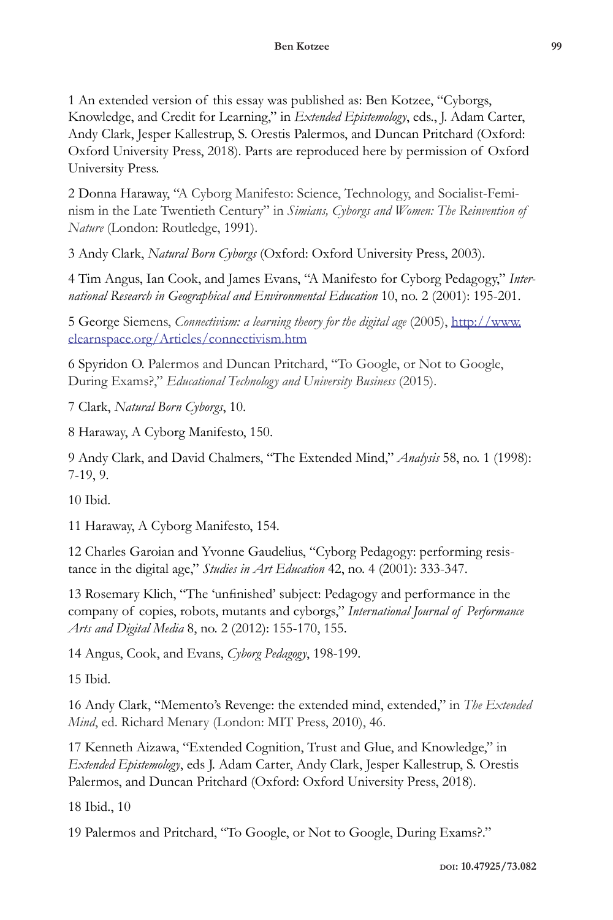1 An extended version of this essay was published as: Ben Kotzee, "Cyborgs, Knowledge, and Credit for Learning," in *Extended Epistemology*, eds., J. Adam Carter, Andy Clark, Jesper Kallestrup, S. Orestis Palermos, and Duncan Pritchard (Oxford: Oxford University Press, 2018). Parts are reproduced here by permission of Oxford University Press.

2 Donna Haraway, "A Cyborg Manifesto: Science, Technology, and Socialist-Feminism in the Late Twentieth Century" in *Simians, Cyborgs and Women: The Reinvention of Nature* (London: Routledge, 1991).

3 Andy Clark, *Natural Born Cyborgs* (Oxford: Oxford University Press, 2003).

4 Tim Angus, Ian Cook, and James Evans, "A Manifesto for Cyborg Pedagogy," *International Research in Geographical and Environmental Education* 10, no. 2 (2001): 195-201.

5 George Siemens, *Connectivism: a learning theory for the digital age* (2005), http://www.elearnspace.org/Articles/connectivism.htm

6 Spyridon O. Palermos and Duncan Pritchard, "To Google, or Not to Google, During Exams?," *Educational Technology and University Business* (2015).

7 Clark, *Natural Born Cyborgs*, 10.

8 Haraway, A Cyborg Manifesto, 150.

9 Andy Clark, and David Chalmers, "The Extended Mind," *Analysis* 58, no. 1 (1998): 7-19, 9.

10 Ibid.

11 Haraway, A Cyborg Manifesto, 154.

12 Charles Garoian and Yvonne Gaudelius, "Cyborg Pedagogy: performing resistance in the digital age," *Studies in Art Education* 42, no. 4 (2001): 333-347.

13 Rosemary Klich, "The 'unfinished' subject: Pedagogy and performance in the company of copies, robots, mutants and cyborgs," *International Journal of Performance Arts and Digital Media* 8, no. 2 (2012): 155-170, 155.

14 Angus, Cook, and Evans, *Cyborg Pedagogy*, 198-199.

15 Ibid.

16 Andy Clark, "Memento's Revenge: the extended mind, extended," in *The Extended Mind*, ed. Richard Menary (London: MIT Press, 2010), 46.

17 Kenneth Aizawa, "Extended Cognition, Trust and Glue, and Knowledge," in *Extended Epistemology*, eds J. Adam Carter, Andy Clark, Jesper Kallestrup, S. Orestis Palermos, and Duncan Pritchard (Oxford: Oxford University Press, 2018).

18 Ibid., 10

19 Palermos and Pritchard, "To Google, or Not to Google, During Exams?."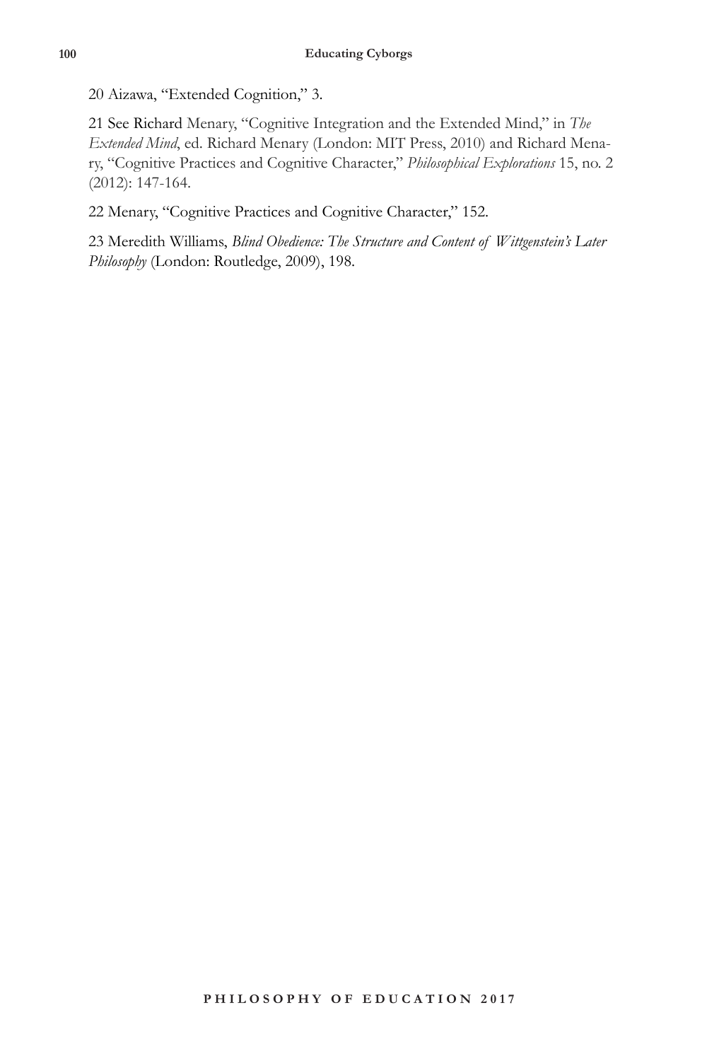20 Aizawa, "Extended Cognition," 3.

21 See Richard Menary, "Cognitive Integration and the Extended Mind," in *The Extended Mind*, ed. Richard Menary (London: MIT Press, 2010) and Richard Menary, "Cognitive Practices and Cognitive Character," *Philosophical Explorations* 15, no. 2 (2012): 147-164.

22 Menary, "Cognitive Practices and Cognitive Character," 152.

23 Meredith Williams, *Blind Obedience: The Structure and Content of Wittgenstein's Later Philosophy* (London: Routledge, 2009), 198.